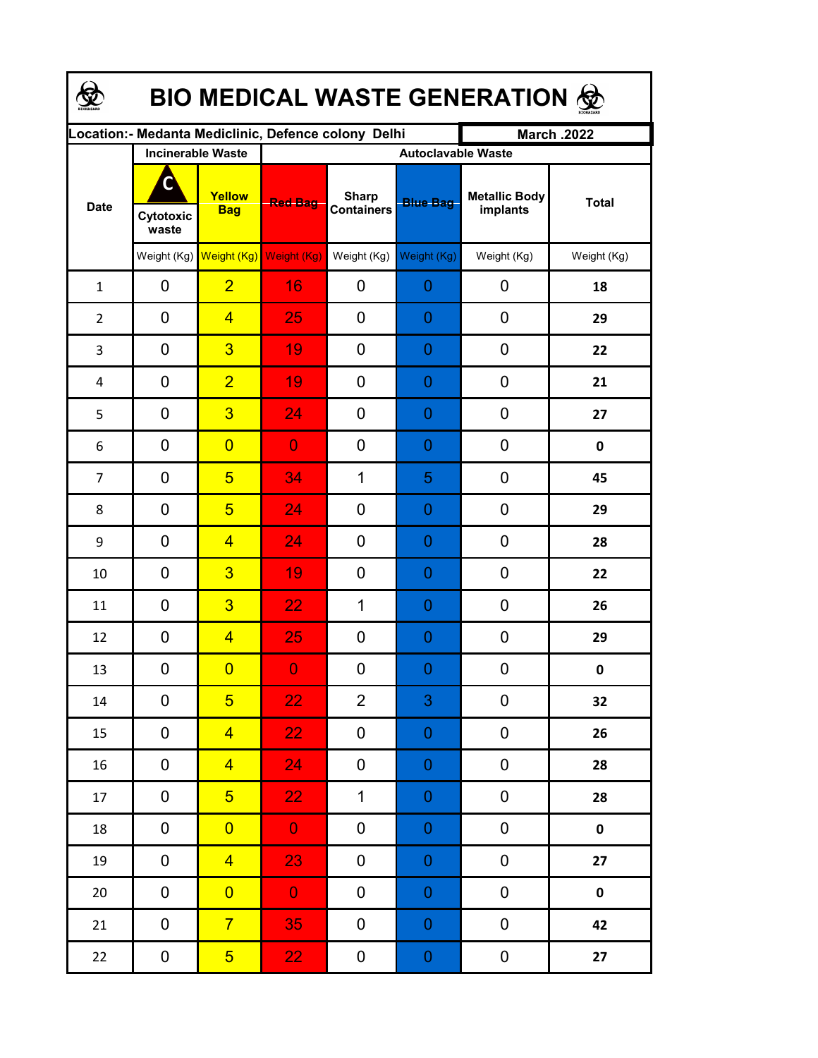# BIO MEDICAL WASTE GENERATION

| Location:- Medanta Mediclinic, Defence colony Delhi | | | | | | | March .2022 |
|---|---|---|---|---|---|---|---|
| Date | Incinerable Waste | | Autoclavable Waste | | | | |
| | C Cytotoxic waste | Yellow Bag | Red Bag | Sharp Containers | Blue Bag | Metallic Body implants | Total |
| | Weight (Kg) | Weight (Kg) | Weight (Kg) | Weight (Kg) | Weight (Kg) | Weight (Kg) | Weight (Kg) |
| 1 | 0 | 2 | 16 | 0 | 0 | 0 | **18** |
| 2 | 0 | 4 | 25 | 0 | 0 | 0 | **29** |
| 3 | 0 | 3 | 19 | 0 | 0 | 0 | **22** |
| 4 | 0 | 2 | 19 | 0 | 0 | 0 | **21** |
| 5 | 0 | 3 | 24 | 0 | 0 | 0 | **27** |
| 6 | 0 | 0 | 0 | 0 | 0 | 0 | **0** |
| 7 | 0 | 5 | 34 | 1 | 5 | 0 | **45** |
| 8 | 0 | 5 | 24 | 0 | 0 | 0 | **29** |
| 9 | 0 | 4 | 24 | 0 | 0 | 0 | **28** |
| 10 | 0 | 3 | 19 | 0 | 0 | 0 | **22** |
| 11 | 0 | 3 | 22 | 1 | 0 | 0 | **26** |
| 12 | 0 | 4 | 25 | 0 | 0 | 0 | **29** |
| 13 | 0 | 0 | 0 | 0 | 0 | 0 | **0** |
| 14 | 0 | 5 | 22 | 2 | 3 | 0 | **32** |
| 15 | 0 | 4 | 22 | 0 | 0 | 0 | **26** |
| 16 | 0 | 4 | 24 | 0 | 0 | 0 | **28** |
| 17 | 0 | 5 | 22 | 1 | 0 | 0 | **28** |
| 18 | 0 | 0 | 0 | 0 | 0 | 0 | **0** |
| 19 | 0 | 4 | 23 | 0 | 0 | 0 | **27** |
| 20 | 0 | 0 | 0 | 0 | 0 | 0 | **0** |
| 21 | 0 | 7 | 35 | 0 | 0 | 0 | **42** |
| 22 | 0 | 5 | 22 | 0 | 0 | 0 | **27** |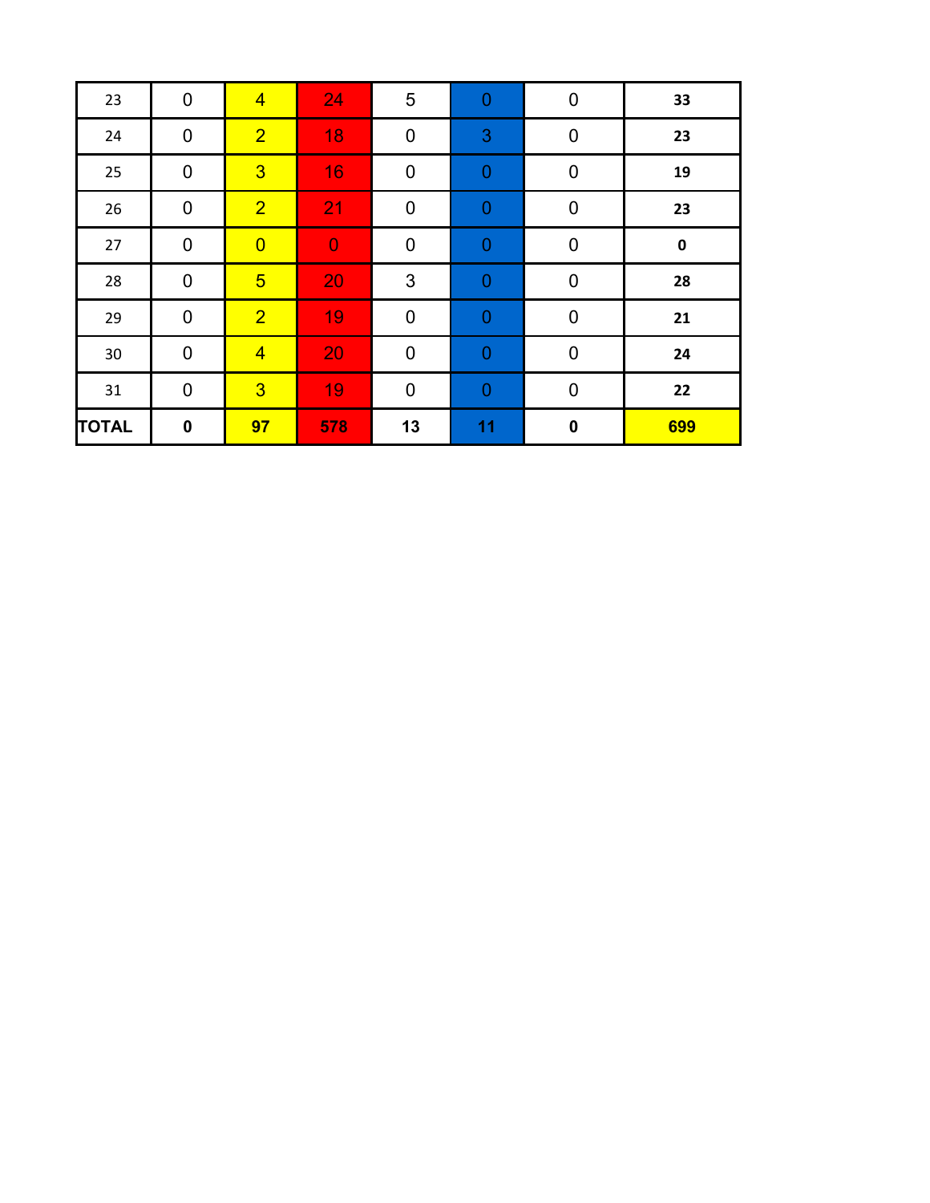| | | | | | | | |
|---|---|---|---|---|---|---|---|
| 23 | 0 | 4 | 24 | 5 | 0 | 0 | **33** |
| 24 | 0 | 2 | 18 | 0 | 3 | 0 | **23** |
| 25 | 0 | 3 | 16 | 0 | 0 | 0 | **19** |
| 26 | 0 | 2 | 21 | 0 | 0 | 0 | **23** |
| 27 | 0 | 0 | 0 | 0 | 0 | 0 | **0** |
| 28 | 0 | 5 | 20 | 3 | 0 | 0 | **28** |
| 29 | 0 | 2 | 19 | 0 | 0 | 0 | **21** |
| 30 | 0 | 4 | 20 | 0 | 0 | 0 | **24** |
| 31 | 0 | 3 | 19 | 0 | 0 | 0 | **22** |
| **TOTAL** | **0** | **97** | **578** | **13** | **11** | **0** | **699** |